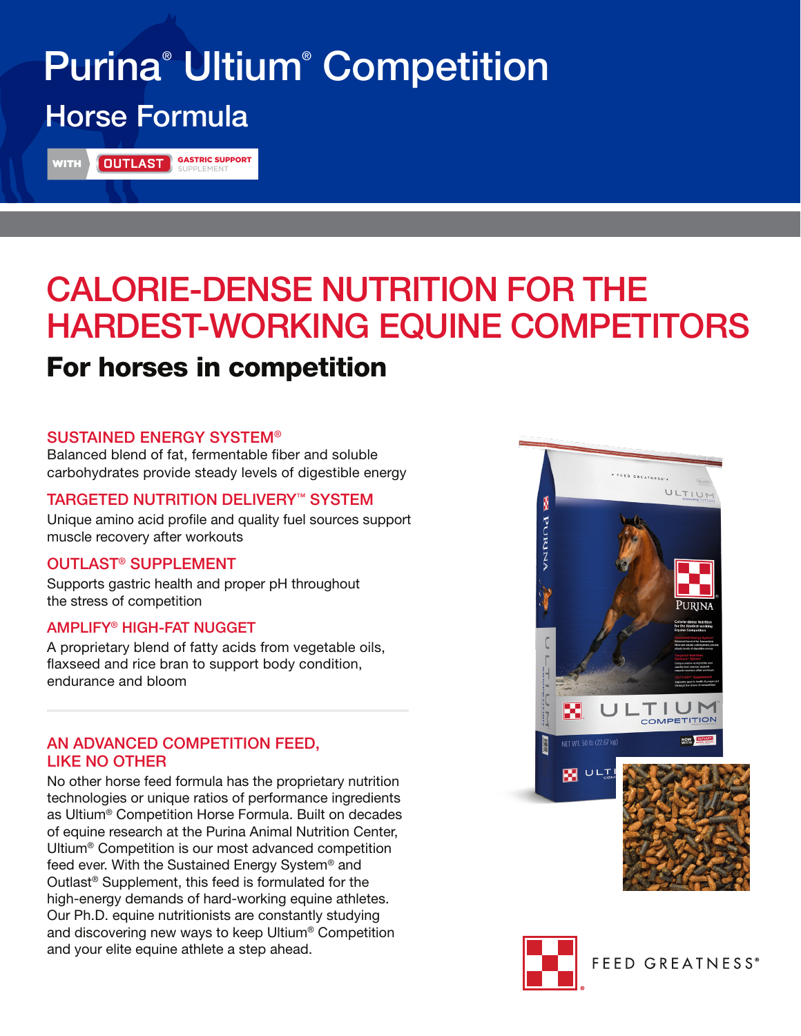# Purina® Ultium® Competition

## Horse Formula

WITH OUTLAST GASTRIC SUPPORT SUPPLEMENT

# CALORIE-DENSE NUTRITION FOR THE HARDEST-WORKING EQUINE COMPETITORS

## For horses in competition

### SUSTAINED ENERGY SYSTEM®

Balanced blend of fat, fermentable fiber and soluble carbohydrates provide steady levels of digestible energy

### TARGETED NUTRITION DELIVERY™ SYSTEM

Unique amino acid profile and quality fuel sources support muscle recovery after workouts

### OUTLAST® SUPPLEMENT

Supports gastric health and proper pH throughout the stress of competition

### AMPLIFY® HIGH-FAT NUGGET

A proprietary blend of fatty acids from vegetable oils, flaxseed and rice bran to support body condition, endurance and bloom

### AN ADVANCED COMPETITION FEED, LIKE NO OTHER

No other horse feed formula has the proprietary nutrition technologies or unique ratios of performance ingredients as Ultium® Competition Horse Formula. Built on decades of equine research at the Purina Animal Nutrition Center, Ultium® Competition is our most advanced competition feed ever. With the Sustained Energy System® and Outlast® Supplement, this feed is formulated for the high-energy demands of hard-working equine athletes. Our Ph.D. equine nutritionists are constantly studying and discovering new ways to keep Ultium® Competition and your elite equine athlete a step ahead.

FEED GREATNESS®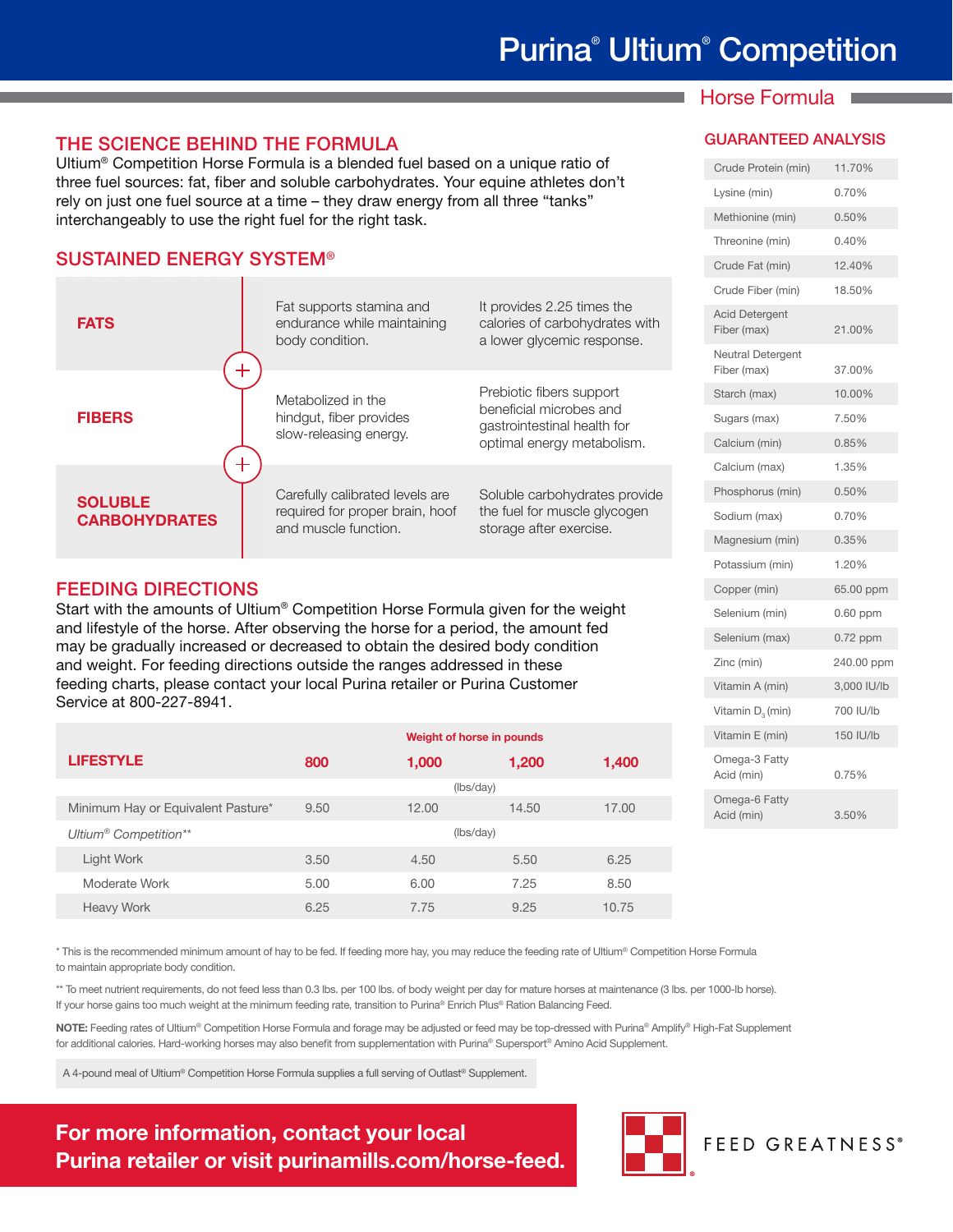# Purina® Ultium® Competition

## Horse Formula

## THE SCIENCE BEHIND THE FORMULA

Ultium® Competition Horse Formula is a blended fuel based on a unique ratio of three fuel sources: fat, fiber and soluble carbohydrates. Your equine athletes don't rely on just one fuel source at a time – they draw energy from all three "tanks" interchangeably to use the right fuel for the right task.

## SUSTAINED ENERGY SYSTEM®

| | | |
|---|---|---|
| **FATS** | Fat supports stamina and endurance while maintaining body condition. | It provides 2.25 times the calories of carbohydrates with a lower glycemic response. |
| **FIBERS** | Metabolized in the hindgut, fiber provides slow-releasing energy. | Prebiotic fibers support beneficial microbes and gastrointestinal health for optimal energy metabolism. |
| **SOLUBLE CARBOHYDRATES** | Carefully calibrated levels are required for proper brain, hoof and muscle function. | Soluble carbohydrates provide the fuel for muscle glycogen storage after exercise. |

## FEEDING DIRECTIONS

Start with the amounts of Ultium® Competition Horse Formula given for the weight and lifestyle of the horse. After observing the horse for a period, the amount fed may be gradually increased or decreased to obtain the desired body condition and weight. For feeding directions outside the ranges addressed in these feeding charts, please contact your local Purina retailer or Purina Customer Service at 800-227-8941.

| LIFESTYLE | Weight of horse in pounds | | | |
|---|---|---|---|---|
| | 800 | 1,000 | 1,200 | 1,400 |
| | (lbs/day) | | | |
| Minimum Hay or Equivalent Pasture* | 9.50 | 12.00 | 14.50 | 17.00 |
| *Ultium® Competition*** | (lbs/day) | | | |
| Light Work | 3.50 | 4.50 | 5.50 | 6.25 |
| Moderate Work | 5.00 | 6.00 | 7.25 | 8.50 |
| Heavy Work | 6.25 | 7.75 | 9.25 | 10.75 |

\* This is the recommended minimum amount of hay to be fed. If feeding more hay, you may reduce the feeding rate of Ultium® Competition Horse Formula to maintain appropriate body condition.

\*\* To meet nutrient requirements, do not feed less than 0.3 lbs. per 100 lbs. of body weight per day for mature horses at maintenance (3 lbs. per 1000-lb horse). If your horse gains too much weight at the minimum feeding rate, transition to Purina® Enrich Plus® Ration Balancing Feed.

**NOTE:** Feeding rates of Ultium® Competition Horse Formula and forage may be adjusted or feed may be top-dressed with Purina® Amplify® High-Fat Supplement for additional calories. Hard-working horses may also benefit from supplementation with Purina® Supersport® Amino Acid Supplement.

A 4-pound meal of Ultium® Competition Horse Formula supplies a full serving of Outlast® Supplement.

## GUARANTEED ANALYSIS

| | |
|---|---|
| Crude Protein (min) | 11.70% |
| Lysine (min) | 0.70% |
| Methionine (min) | 0.50% |
| Threonine (min) | 0.40% |
| Crude Fat (min) | 12.40% |
| Crude Fiber (min) | 18.50% |
| Acid Detergent Fiber (max) | 21.00% |
| Neutral Detergent Fiber (max) | 37.00% |
| Starch (max) | 10.00% |
| Sugars (max) | 7.50% |
| Calcium (min) | 0.85% |
| Calcium (max) | 1.35% |
| Phosphorus (min) | 0.50% |
| Sodium (max) | 0.70% |
| Magnesium (min) | 0.35% |
| Potassium (min) | 1.20% |
| Copper (min) | 65.00 ppm |
| Selenium (min) | 0.60 ppm |
| Selenium (max) | 0.72 ppm |
| Zinc (min) | 240.00 ppm |
| Vitamin A (min) | 3,000 IU/lb |
| Vitamin $D_3$ (min) | 700 IU/lb |
| Vitamin E (min) | 150 IU/lb |
| Omega-3 Fatty Acid (min) | 0.75% |
| Omega-6 Fatty Acid (min) | 3.50% |

**For more information, contact your local Purina retailer or visit purinamills.com/horse-feed.**

FEED GREATNESS®